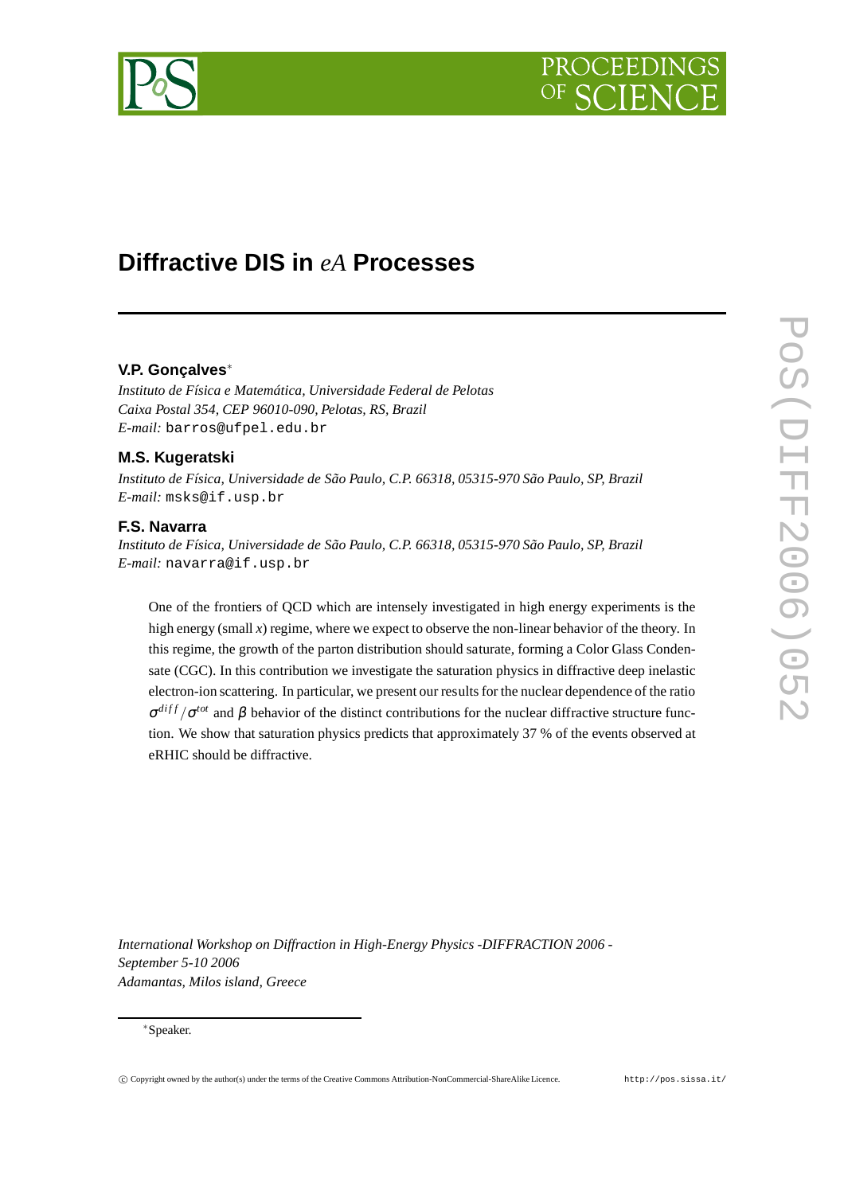# Diffractive DIS in *eA* Processes

**V.P. Gonçalves**[*]

*Instituto de Física e Matemática, Universidade Federal de Pelotas*
*Caixa Postal 354, CEP 96010-090, Pelotas, RS, Brazil*
*E-mail:* barros@ufpel.edu.br

**M.S. Kugeratski**

*Instituto de Física, Universidade de São Paulo, C.P. 66318, 05315-970 São Paulo, SP, Brazil*
*E-mail:* msks@if.usp.br

**F.S. Navarra**

*Instituto de Física, Universidade de São Paulo, C.P. 66318, 05315-970 São Paulo, SP, Brazil*
*E-mail:* navarra@if.usp.br

One of the frontiers of QCD which are intensely investigated in high energy experiments is the high energy (small $x$) regime, where we expect to observe the non-linear behavior of the theory. In this regime, the growth of the parton distribution should saturate, forming a Color Glass Condensate (CGC). In this contribution we investigate the saturation physics in diffractive deep inelastic electron-ion scattering. In particular, we present our results for the nuclear dependence of the ratio $\sigma^{diff}/\sigma^{tot}$ and $\beta$ behavior of the distinct contributions for the nuclear diffractive structure function. We show that saturation physics predicts that approximately 37 % of the events observed at eRHIC should be diffractive.

*International Workshop on Diffraction in High-Energy Physics -DIFFRACTION 2006 -*
*September 5-10 2006*
*Adamantas, Milos island, Greece*

[*] Speaker.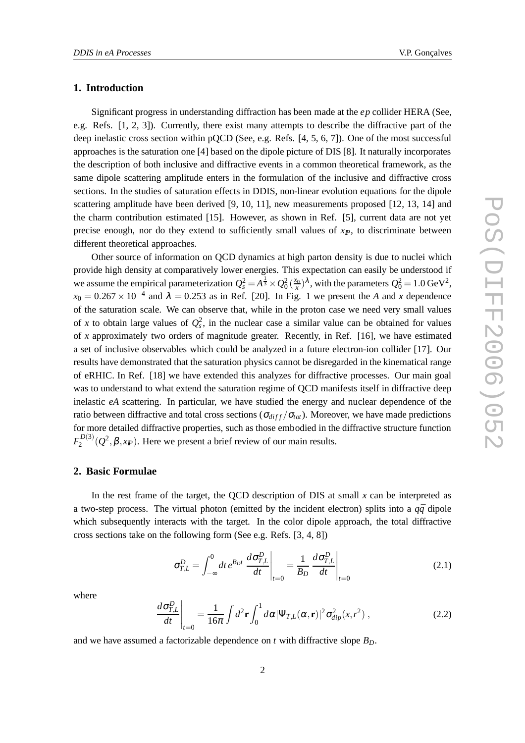## 1. Introduction

Significant progress in understanding diffraction has been made at the $ep$ collider HERA (See, e.g. Refs. [1, 2, 3]). Currently, there exist many attempts to describe the diffractive part of the deep inelastic cross section within pQCD (See, e.g. Refs. [4, 5, 6, 7]). One of the most successful approaches is the saturation one [4] based on the dipole picture of DIS [8]. It naturally incorporates the description of both inclusive and diffractive events in a common theoretical framework, as the same dipole scattering amplitude enters in the formulation of the inclusive and diffractive cross sections. In the studies of saturation effects in DDIS, non-linear evolution equations for the dipole scattering amplitude have been derived [9, 10, 11], new measurements proposed [12, 13, 14] and the charm contribution estimated [15]. However, as shown in Ref. [5], current data are not yet precise enough, nor do they extend to sufficiently small values of $x_{I\!P}$, to discriminate between different theoretical approaches.

Other source of information on QCD dynamics at high parton density is due to nuclei which provide high density at comparatively lower energies. This expectation can easily be understood if we assume the empirical parameterization $Q_s^2 = A^{\frac{1}{3}} \times Q_0^2 \, (\frac{x_0}{x})^{\lambda}$, with the parameters $Q_0^2 = 1.0\,\mathrm{GeV}^2$, $x_0 = 0.267 \times 10^{-4}$ and $\lambda = 0.253$ as in Ref. [20]. In Fig. 1 we present the $A$ and $x$ dependence of the saturation scale. We can observe that, while in the proton case we need very small values of $x$ to obtain large values of $Q_s^2$, in the nuclear case a similar value can be obtained for values of $x$ approximately two orders of magnitude greater. Recently, in Ref. [16], we have estimated a set of inclusive observables which could be analyzed in a future electron-ion collider [17]. Our results have demonstrated that the saturation physics cannot be disregarded in the kinematical range of eRHIC. In Ref. [18] we have extended this analyzes for diffractive processes. Our main goal was to understand to what extend the saturation regime of QCD manifests itself in diffractive deep inelastic $eA$ scattering. In particular, we have studied the energy and nuclear dependence of the ratio between diffractive and total cross sections ($\sigma_{diff}/\sigma_{tot}$). Moreover, we have made predictions for more detailed diffractive properties, such as those embodied in the diffractive structure function $F_2^{D(3)}(Q^2, \beta, x_{I\!P})$. Here we present a brief review of our main results.

## 2. Basic Formulae

In the rest frame of the target, the QCD description of DIS at small $x$ can be interpreted as a two-step process. The virtual photon (emitted by the incident electron) splits into a $q\bar{q}$ dipole which subsequently interacts with the target. In the color dipole approach, the total diffractive cross sections take on the following form (See e.g. Refs. [3, 4, 8])

$$\sigma_{T,L}^D = \int_{-\infty}^{0} dt \, e^{B_D t} \, \left. \frac{d\sigma_{T,L}^D}{dt} \right|_{t=0} = \frac{1}{B_D} \left. \frac{d\sigma_{T,L}^D}{dt} \right|_{t=0} \tag{2.1}$$

where

$$\left. \frac{d\sigma_{T,L}^D}{dt} \right|_{t=0} = \frac{1}{16\pi} \int d^2\mathbf{r} \int_0^1 d\alpha |\Psi_{T,L}(\alpha, \mathbf{r})|^2 \sigma_{dip}^2(x, r^2) \,, \tag{2.2}$$

and we have assumed a factorizable dependence on $t$ with diffractive slope $B_D$.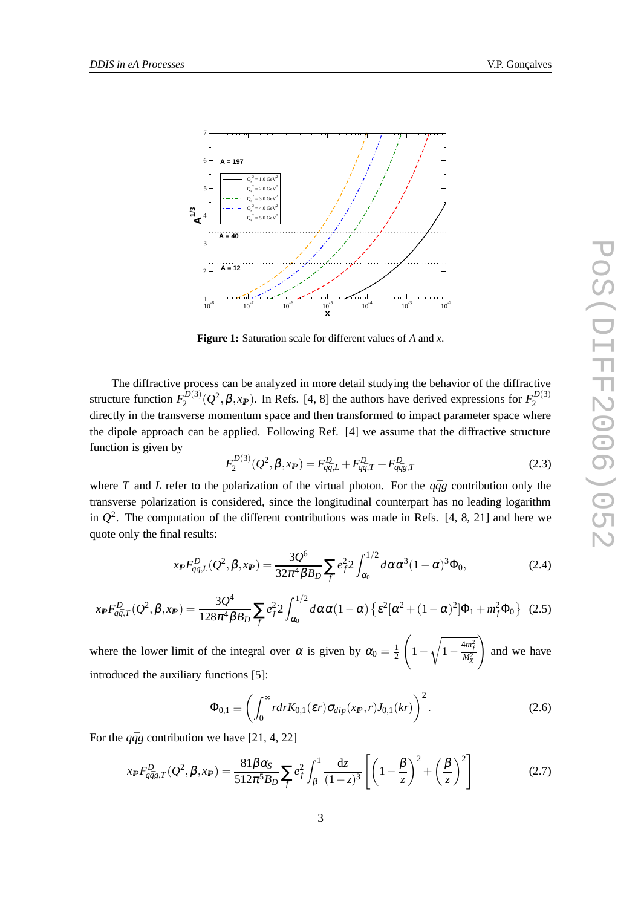**Figure 1:** Saturation scale for different values of $A$ and $x$.

The diffractive process can be analyzed in more detail studying the behavior of the diffractive structure function $F_2^{D(3)}(Q^2, \beta, x_{I\!P})$. In Refs. [4, 8] the authors have derived expressions for $F_2^{D(3)}$ directly in the transverse momentum space and then transformed to impact parameter space where the dipole approach can be applied. Following Ref. [4] we assume that the diffractive structure function is given by

$$F_2^{D(3)}(Q^2, \beta, x_{I\!P}) = F_{q\bar{q},L}^D + F_{q\bar{q},T}^D + F_{q\bar{q}g,T}^D \tag{2.3}$$

where $T$ and $L$ refer to the polarization of the virtual photon. For the $q\bar{q}g$ contribution only the transverse polarization is considered, since the longitudinal counterpart has no leading logarithm in $Q^2$. The computation of the different contributions was made in Refs. [4, 8, 21] and here we quote only the final results:

$$x_{I\!P} F_{q\bar{q},L}^D(Q^2, \beta, x_{I\!P}) = \frac{3Q^6}{32\pi^4 \beta B_D} \sum_f e_f^2 2 \int_{\alpha_0}^{1/2} d\alpha \alpha^3 (1-\alpha)^3 \Phi_0, \tag{2.4}$$

$$x_{I\!P} F_{q\bar{q},T}^D(Q^2, \beta, x_{I\!P}) = \frac{3Q^4}{128\pi^4 \beta B_D} \sum_f e_f^2 2 \int_{\alpha_0}^{1/2} d\alpha \alpha (1-\alpha) \left\{ \varepsilon^2 [\alpha^2 + (1-\alpha)^2] \Phi_1 + m_f^2 \Phi_0 \right\} \tag{2.5}$$

where the lower limit of the integral over $\alpha$ is given by $\alpha_0 = \frac{1}{2}\left(1 - \sqrt{1 - \frac{4m_f^2}{M_X^2}}\right)$ and we have introduced the auxiliary functions [5]:

$$\Phi_{0,1} \equiv \left( \int_0^\infty r dr K_{0,1}(\varepsilon r) \sigma_{dip}(x_{I\!P}, r) J_{0,1}(kr) \right)^2. \tag{2.6}$$

For the $q\bar{q}g$ contribution we have [21, 4, 22]

$$x_{I\!P} F_{q\bar{q}g,T}^D(Q^2, \beta, x_{I\!P}) = \frac{81 \beta \alpha_S}{512 \pi^5 B_D} \sum_f e_f^2 \int_\beta^1 \frac{\mathrm{d}z}{(1-z)^3} \left[ \left(1 - \frac{\beta}{z}\right)^2 + \left(\frac{\beta}{z}\right)^2 \right] \tag{2.7}$$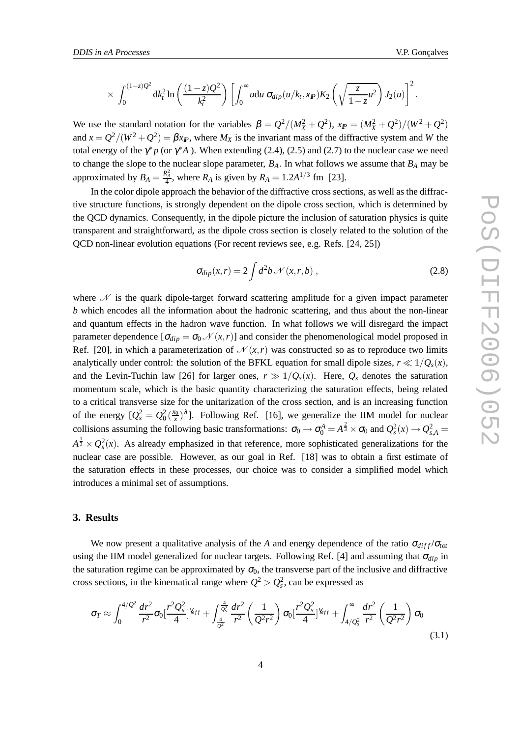$$\times \int_0^{(1-z)Q^2} \mathrm{d}k_t^2 \ln\left(\frac{(1-z)Q^2}{k_t^2}\right) \left[\int_0^\infty u \mathrm{d}u \, \sigma_{dip}(u/k_t, x_{I\!P}) K_2\left(\sqrt{\frac{z}{1-z}u^2}\right) J_2(u)\right]^2 .$$

We use the standard notation for the variables $\beta = Q^2/(M_X^2+Q^2)$, $x_{I\!P} = (M_X^2+Q^2)/(W^2+Q^2)$ and $x = Q^2/(W^2+Q^2) = \beta x_{I\!P}$, where $M_X$ is the invariant mass of the diffractive system and $W$ the total energy of the $\gamma^* p$ (or $\gamma^* A$ ). When extending (2.4), (2.5) and (2.7) to the nuclear case we need to change the slope to the nuclear slope parameter, $B_A$. In what follows we assume that $B_A$ may be approximated by $B_A = \frac{R_A^2}{4}$, where $R_A$ is given by $R_A = 1.2 A^{1/3}$ fm [23].

In the color dipole approach the behavior of the diffractive cross sections, as well as the diffractive structure functions, is strongly dependent on the dipole cross section, which is determined by the QCD dynamics. Consequently, in the dipole picture the inclusion of saturation physics is quite transparent and straightforward, as the dipole cross section is closely related to the solution of the QCD non-linear evolution equations (For recent reviews see, e.g. Refs. [24, 25])

$$\sigma_{dip}(x,r) = 2\int d^2b \, \mathscr{N}(x,r,b) \,, \tag{2.8}$$

where $\mathscr{N}$ is the quark dipole-target forward scattering amplitude for a given impact parameter $b$ which encodes all the information about the hadronic scattering, and thus about the non-linear and quantum effects in the hadron wave function. In what follows we will disregard the impact parameter dependence [$\sigma_{dip} = \sigma_0 \mathscr{N}(x,r)$] and consider the phenomenological model proposed in Ref. [20], in which a parameterization of $\mathscr{N}(x,r)$ was constructed so as to reproduce two limits analytically under control: the solution of the BFKL equation for small dipole sizes, $r \ll 1/Q_s(x)$, and the Levin-Tuchin law [26] for larger ones, $r \gg 1/Q_s(x)$. Here, $Q_s$ denotes the saturation momentum scale, which is the basic quantity characterizing the saturation effects, being related to a critical transverse size for the unitarization of the cross section, and is an increasing function of the energy [$Q_s^2 = Q_0^2 (\frac{x_0}{x})^\lambda$]. Following Ref. [16], we generalize the IIM model for nuclear collisions assuming the following basic transformations: $\sigma_0 \rightarrow \sigma_0^A = A^{\frac{2}{3}} \times \sigma_0$ and $Q_s^2(x) \rightarrow Q_{s,A}^2 = A^{\frac{1}{3}} \times Q_s^2(x)$. As already emphasized in that reference, more sophisticated generalizations for the nuclear case are possible. However, as our goal in Ref. [18] was to obtain a first estimate of the saturation effects in these processes, our choice was to consider a simplified model which introduces a minimal set of assumptions.

## 3. Results

We now present a qualitative analysis of the $A$ and energy dependence of the ratio $\sigma_{diff}/\sigma_{tot}$ using the IIM model generalized for nuclear targets. Following Ref. [4] and assuming that $\sigma_{dip}$ in the saturation regime can be approximated by $\sigma_0$, the transverse part of the inclusive and diffractive cross sections, in the kinematical range where $Q^2 > Q_s^2$, can be expressed as

$$\sigma_T \approx \int_0^{4/Q^2} \frac{dr^2}{r^2} \sigma_0 [\frac{r^2 Q_s^2}{4}]^{\gamma_{eff}} + \int_{\frac{4}{Q^2}}^{\frac{4}{Q_s^2}} \frac{dr^2}{r^2} \left(\frac{1}{Q^2 r^2}\right) \sigma_0 [\frac{r^2 Q_s^2}{4}]^{\gamma_{eff}} + \int_{4/Q_s^2}^{\infty} \frac{dr^2}{r^2} \left(\frac{1}{Q^2 r^2}\right) \sigma_0 \tag{3.1}$$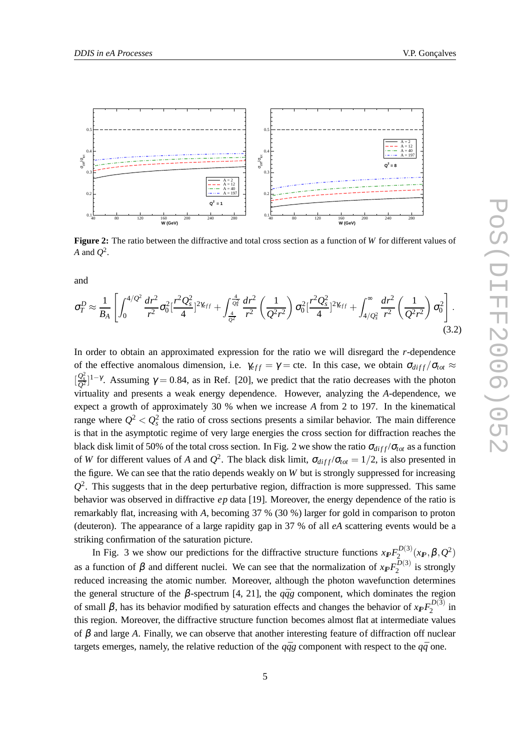**Figure 2:** The ratio between the diffractive and total cross section as a function of $W$ for different values of $A$ and $Q^2$.

and

$$\sigma_T^D \approx \frac{1}{B_A}\left[\int_0^{4/Q^2} \frac{dr^2}{r^2}\sigma_0^2[\frac{r^2 Q_s^2}{4}]^{2\gamma_{eff}} + \int_{\frac{4}{Q^2}}^{\frac{4}{Q_s^2}} \frac{dr^2}{r^2}\left(\frac{1}{Q^2 r^2}\right)\sigma_0^2[\frac{r^2 Q_s^2}{4}]^{2\gamma_{eff}} + \int_{4/Q_s^2}^{\infty} \frac{dr^2}{r^2}\left(\frac{1}{Q^2 r^2}\right)\sigma_0^2\right]. \tag{3.2}$$

In order to obtain an approximated expression for the ratio we will disregard the $r$-dependence of the effective anomalous dimension, i.e. $\gamma_{eff} = \gamma =$ cte. In this case, we obtain $\sigma_{diff}/\sigma_{tot} \approx [\frac{Q_s^2}{Q^2}]^{1-\gamma}$. Assuming $\gamma = 0.84$, as in Ref. [20], we predict that the ratio decreases with the photon virtuality and presents a weak energy dependence. However, analyzing the $A$-dependence, we expect a growth of approximately 30 % when we increase $A$ from 2 to 197. In the kinematical range where $Q^2 < Q_s^2$ the ratio of cross sections presents a similar behavior. The main difference is that in the asymptotic regime of very large energies the cross section for diffraction reaches the black disk limit of 50% of the total cross section. In Fig. 2 we show the ratio $\sigma_{diff}/\sigma_{tot}$ as a function of $W$ for different values of $A$ and $Q^2$. The black disk limit, $\sigma_{diff}/\sigma_{tot} = 1/2$, is also presented in the figure. We can see that the ratio depends weakly on $W$ but is strongly suppressed for increasing $Q^2$. This suggests that in the deep perturbative region, diffraction is more suppressed. This same behavior was observed in diffractive $ep$ data [19]. Moreover, the energy dependence of the ratio is remarkably flat, increasing with $A$, becoming 37 % (30 %) larger for gold in comparison to proton (deuteron). The appearance of a large rapidity gap in 37 % of all $eA$ scattering events would be a striking confirmation of the saturation picture.

In Fig. 3 we show our predictions for the diffractive structure functions $x_{I\!P}F_2^{D(3)}(x_{I\!P},\beta,Q^2)$ as a function of $\beta$ and different nuclei. We can see that the normalization of $x_{I\!P}F_2^{D(3)}$ is strongly reduced increasing the atomic number. Moreover, although the photon wavefunction determines the general structure of the $\beta$-spectrum [4, 21], the $q\bar{q}g$ component, which dominates the region of small $\beta$, has its behavior modified by saturation effects and changes the behavior of $x_{I\!P}F_2^{D(3)}$ in this region. Moreover, the diffractive structure function becomes almost flat at intermediate values of $\beta$ and large $A$. Finally, we can observe that another interesting feature of diffraction off nuclear targets emerges, namely, the relative reduction of the $q\bar{q}g$ component with respect to the $q\bar{q}$ one.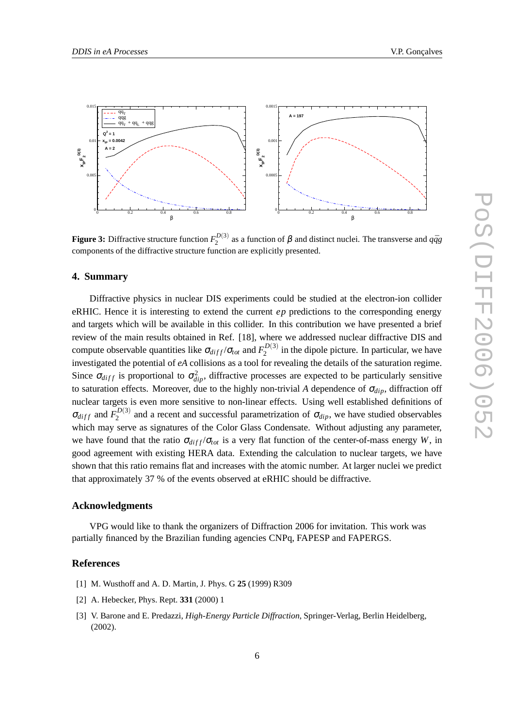**Figure 3:** Diffractive structure function $F_2^{D(3)}$ as a function of $\beta$ and distinct nuclei. The transverse and $q\bar{q}g$ components of the diffractive structure function are explicitly presented.

## 4. Summary

Diffractive physics in nuclear DIS experiments could be studied at the electron-ion collider eRHIC. Hence it is interesting to extend the current *ep* predictions to the corresponding energy and targets which will be available in this collider. In this contribution we have presented a brief review of the main results obtained in Ref. [18], where we addressed nuclear diffractive DIS and compute observable quantities like $\sigma_{diff}/\sigma_{tot}$ and $F_2^{D(3)}$ in the dipole picture. In particular, we have investigated the potential of *eA* collisions as a tool for revealing the details of the saturation regime. Since $\sigma_{diff}$ is proportional to $\sigma_{dip}^2$, diffractive processes are expected to be particularly sensitive to saturation effects. Moreover, due to the highly non-trivial $A$ dependence of $\sigma_{dip}$, diffraction off nuclear targets is even more sensitive to non-linear effects. Using well established definitions of $\sigma_{diff}$ and $F_2^{D(3)}$ and a recent and successful parametrization of $\sigma_{dip}$, we have studied observables which may serve as signatures of the Color Glass Condensate. Without adjusting any parameter, we have found that the ratio $\sigma_{diff}/\sigma_{tot}$ is a very flat function of the center-of-mass energy $W$, in good agreement with existing HERA data. Extending the calculation to nuclear targets, we have shown that this ratio remains flat and increases with the atomic number. At larger nuclei we predict that approximately 37 % of the events observed at eRHIC should be diffractive.

### Acknowledgments

VPG would like to thank the organizers of Diffraction 2006 for invitation. This work was partially financed by the Brazilian funding agencies CNPq, FAPESP and FAPERGS.

### References

[1] M. Wusthoff and A. D. Martin, J. Phys. G **25** (1999) R309

[2] A. Hebecker, Phys. Rept. **331** (2000) 1

[3] V. Barone and E. Predazzi, *High-Energy Particle Diffraction*, Springer-Verlag, Berlin Heidelberg, (2002).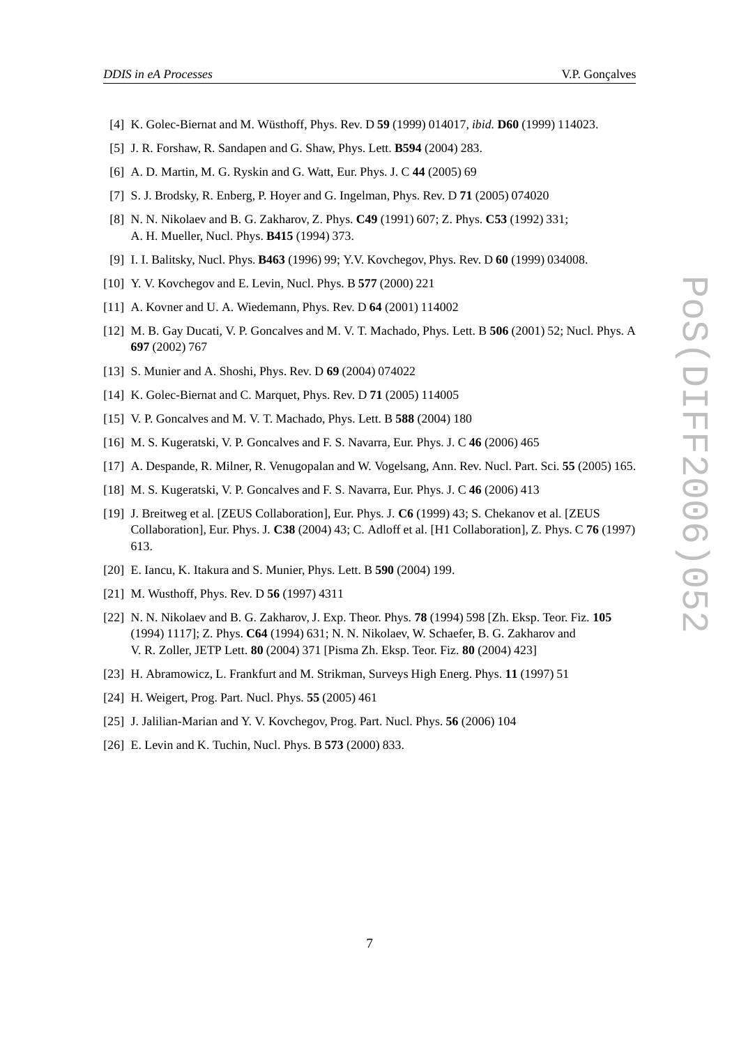[4] K. Golec-Biernat and M. Wüsthoff, Phys. Rev. D **59** (1999) 014017, *ibid.* **D60** (1999) 114023.

[5] J. R. Forshaw, R. Sandapen and G. Shaw, Phys. Lett. **B594** (2004) 283.

[6] A. D. Martin, M. G. Ryskin and G. Watt, Eur. Phys. J. C **44** (2005) 69

[7] S. J. Brodsky, R. Enberg, P. Hoyer and G. Ingelman, Phys. Rev. D **71** (2005) 074020

[8] N. N. Nikolaev and B. G. Zakharov, Z. Phys. **C49** (1991) 607; Z. Phys. **C53** (1992) 331; A. H. Mueller, Nucl. Phys. **B415** (1994) 373.

[9] I. I. Balitsky, Nucl. Phys. **B463** (1996) 99; Y.V. Kovchegov, Phys. Rev. D **60** (1999) 034008.

[10] Y. V. Kovchegov and E. Levin, Nucl. Phys. B **577** (2000) 221

[11] A. Kovner and U. A. Wiedemann, Phys. Rev. D **64** (2001) 114002

[12] M. B. Gay Ducati, V. P. Goncalves and M. V. T. Machado, Phys. Lett. B **506** (2001) 52; Nucl. Phys. A **697** (2002) 767

[13] S. Munier and A. Shoshi, Phys. Rev. D **69** (2004) 074022

[14] K. Golec-Biernat and C. Marquet, Phys. Rev. D **71** (2005) 114005

[15] V. P. Goncalves and M. V. T. Machado, Phys. Lett. B **588** (2004) 180

[16] M. S. Kugeratski, V. P. Goncalves and F. S. Navarra, Eur. Phys. J. C **46** (2006) 465

[17] A. Despande, R. Milner, R. Venugopalan and W. Vogelsang, Ann. Rev. Nucl. Part. Sci. **55** (2005) 165.

[18] M. S. Kugeratski, V. P. Goncalves and F. S. Navarra, Eur. Phys. J. C **46** (2006) 413

[19] J. Breitweg et al. [ZEUS Collaboration], Eur. Phys. J. **C6** (1999) 43; S. Chekanov et al. [ZEUS Collaboration], Eur. Phys. J. **C38** (2004) 43; C. Adloff et al. [H1 Collaboration], Z. Phys. C **76** (1997) 613.

[20] E. Iancu, K. Itakura and S. Munier, Phys. Lett. B **590** (2004) 199.

[21] M. Wusthoff, Phys. Rev. D **56** (1997) 4311

[22] N. N. Nikolaev and B. G. Zakharov, J. Exp. Theor. Phys. **78** (1994) 598 [Zh. Eksp. Teor. Fiz. **105** (1994) 1117]; Z. Phys. **C64** (1994) 631; N. N. Nikolaev, W. Schaefer, B. G. Zakharov and V. R. Zoller, JETP Lett. **80** (2004) 371 [Pisma Zh. Eksp. Teor. Fiz. **80** (2004) 423]

[23] H. Abramowicz, L. Frankfurt and M. Strikman, Surveys High Energ. Phys. **11** (1997) 51

[24] H. Weigert, Prog. Part. Nucl. Phys. **55** (2005) 461

[25] J. Jalilian-Marian and Y. V. Kovchegov, Prog. Part. Nucl. Phys. **56** (2006) 104

[26] E. Levin and K. Tuchin, Nucl. Phys. B **573** (2000) 833.